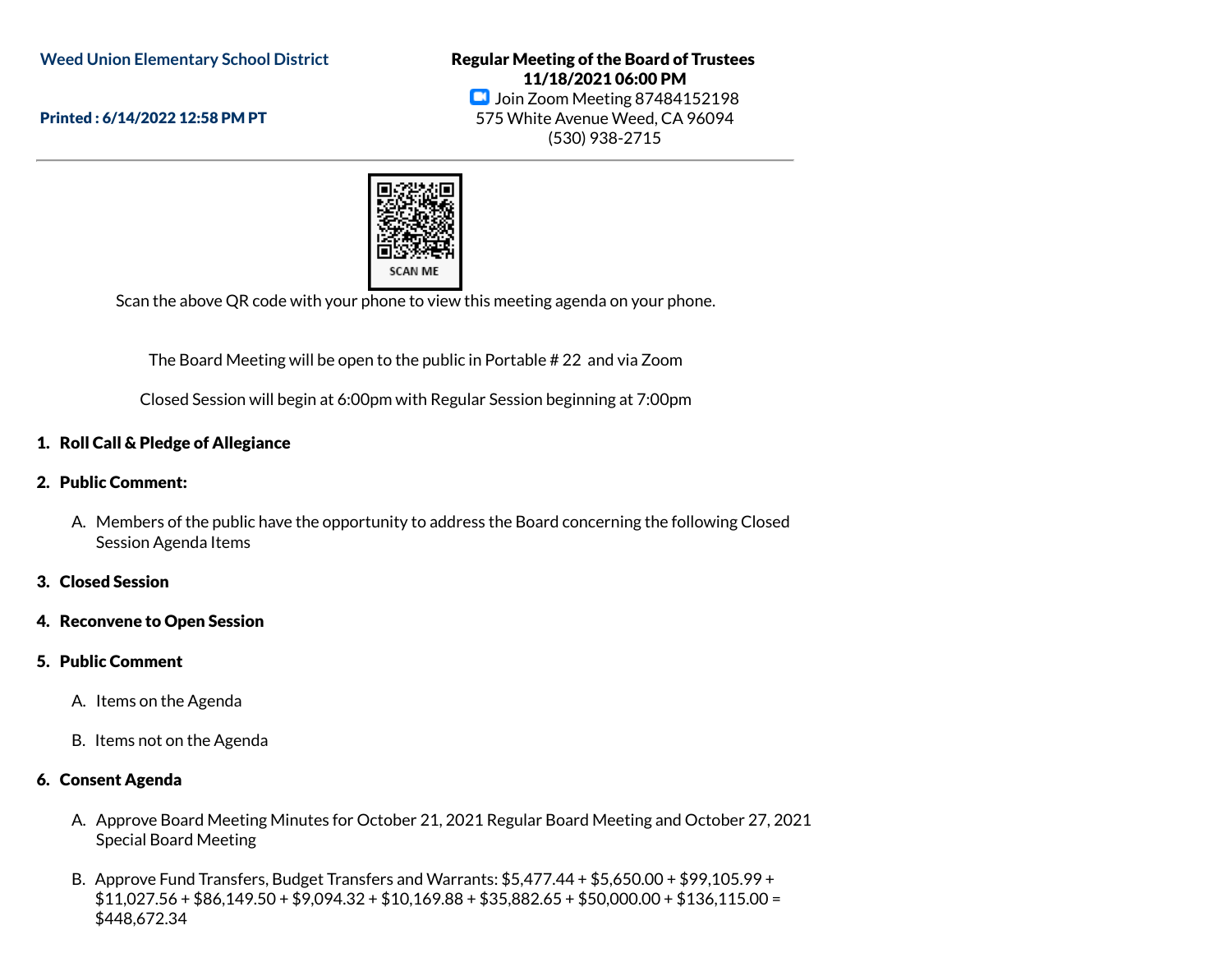Weed Union Elementary School District

Printed : 6/14/2022 12:58 PM PT

**Regular Meeting of the Board of Trustees**
**11/18/2021 06:00 PM**
Join Zoom Meeting 87484152198
575 White Avenue Weed, CA 96094
(530) 938-2715

SCAN ME

Scan the above QR code with your phone to view this meeting agenda on your phone.

The Board Meeting will be open to the public in Portable # 22 and via Zoom

Closed Session will begin at 6:00pm with Regular Session beginning at 7:00pm

**1. Roll Call & Pledge of Allegiance**

**2. Public Comment:**

A. Members of the public have the opportunity to address the Board concerning the following Closed Session Agenda Items

**3. Closed Session**

**4. Reconvene to Open Session**

**5. Public Comment**

A. Items on the Agenda

B. Items not on the Agenda

**6. Consent Agenda**

A. Approve Board Meeting Minutes for October 21, 2021 Regular Board Meeting and October 27, 2021 Special Board Meeting

B. Approve Fund Transfers, Budget Transfers and Warrants: $5,477.44 + $5,650.00 + $99,105.99 + $11,027.56 + $86,149.50 + $9,094.32 + $10,169.88 + $35,882.65 + $50,000.00 + $136,115.00 = $448,672.34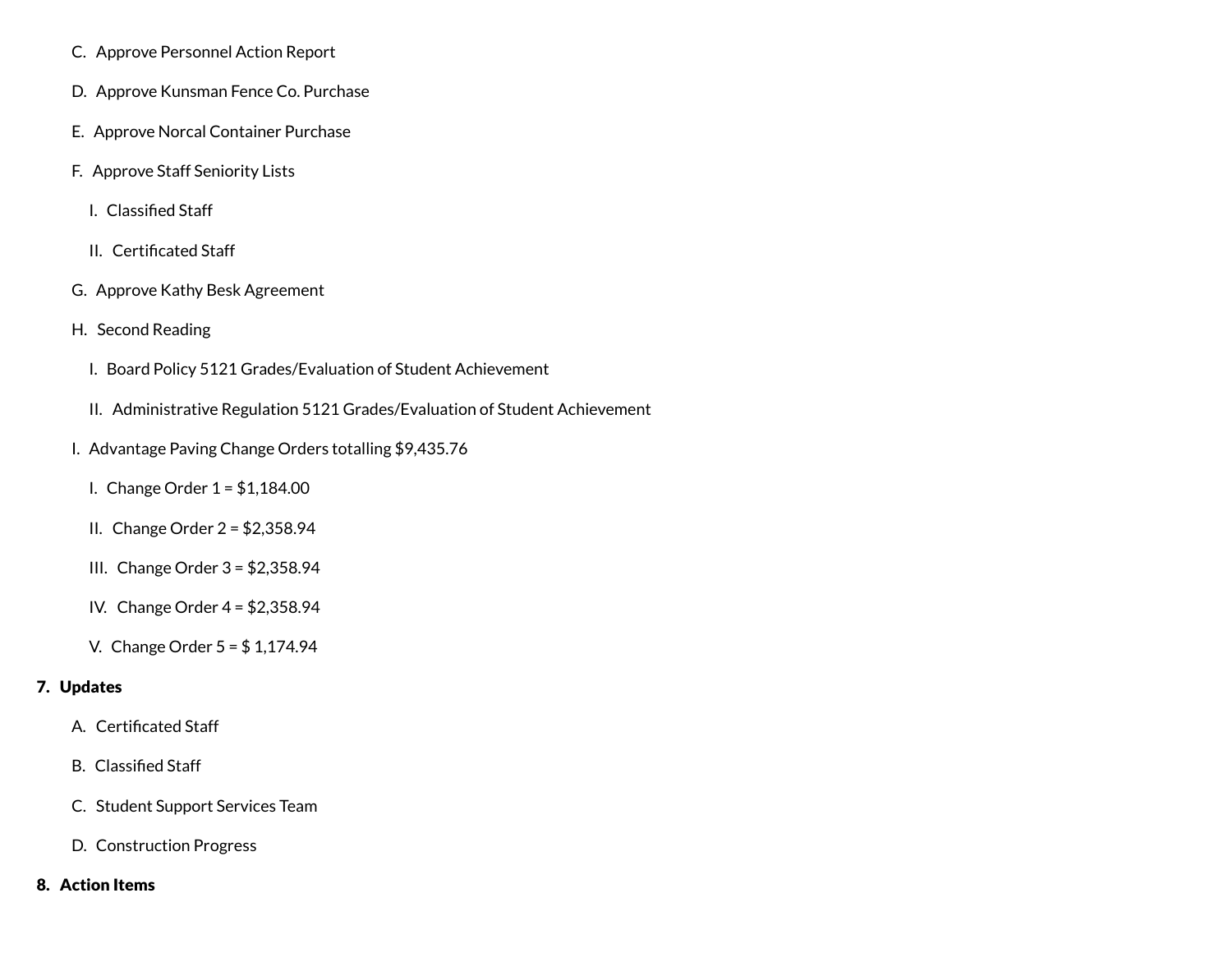C. Approve Personnel Action Report

D. Approve Kunsman Fence Co. Purchase

E. Approve Norcal Container Purchase

F. Approve Staff Seniority Lists

  I. Classified Staff

  II. Certificated Staff

G. Approve Kathy Besk Agreement

H. Second Reading

  I. Board Policy 5121 Grades/Evaluation of Student Achievement

  II. Administrative Regulation 5121 Grades/Evaluation of Student Achievement

I. Advantage Paving Change Orders totalling $9,435.76

  I. Change Order 1 = $1,184.00

  II. Change Order 2 = $2,358.94

  III. Change Order 3 = $2,358.94

  IV. Change Order 4 = $2,358.94

  V. Change Order 5 = $ 1,174.94

**7. Updates**

A. Certificated Staff

B. Classified Staff

C. Student Support Services Team

D. Construction Progress

**8. Action Items**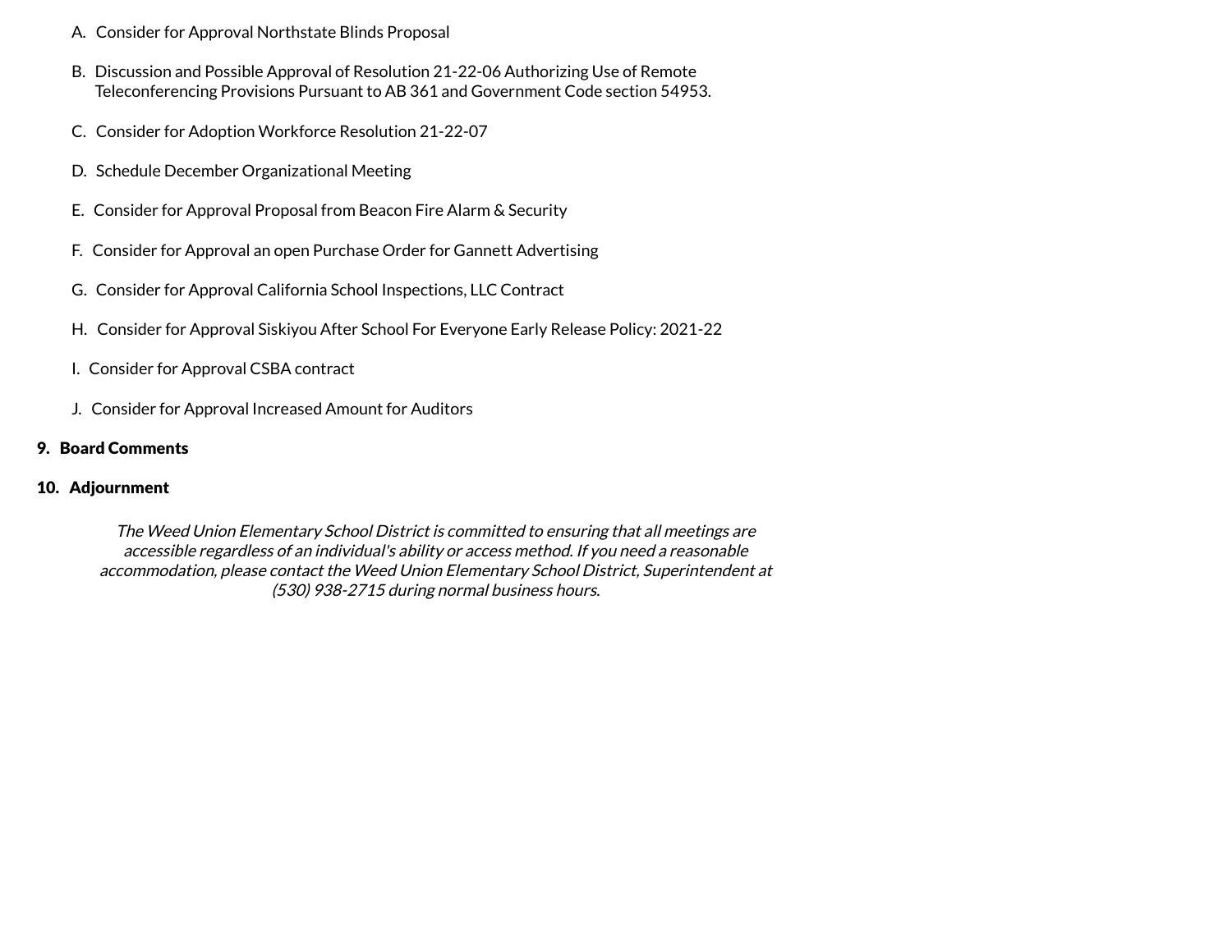A. Consider for Approval Northstate Blinds Proposal

B. Discussion and Possible Approval of Resolution 21-22-06 Authorizing Use of Remote Teleconferencing Provisions Pursuant to AB 361 and Government Code section 54953.

C. Consider for Adoption Workforce Resolution 21-22-07

D. Schedule December Organizational Meeting

E. Consider for Approval Proposal from Beacon Fire Alarm & Security

F. Consider for Approval an open Purchase Order for Gannett Advertising

G. Consider for Approval California School Inspections, LLC Contract

H. Consider for Approval Siskiyou After School For Everyone Early Release Policy: 2021-22

I. Consider for Approval CSBA contract

J. Consider for Approval Increased Amount for Auditors

**9. Board Comments**

**10. Adjournment**

*The Weed Union Elementary School District is committed to ensuring that all meetings are accessible regardless of an individual's ability or access method. If you need a reasonable accommodation, please contact the Weed Union Elementary School District, Superintendent at (530) 938-2715 during normal business hours.*